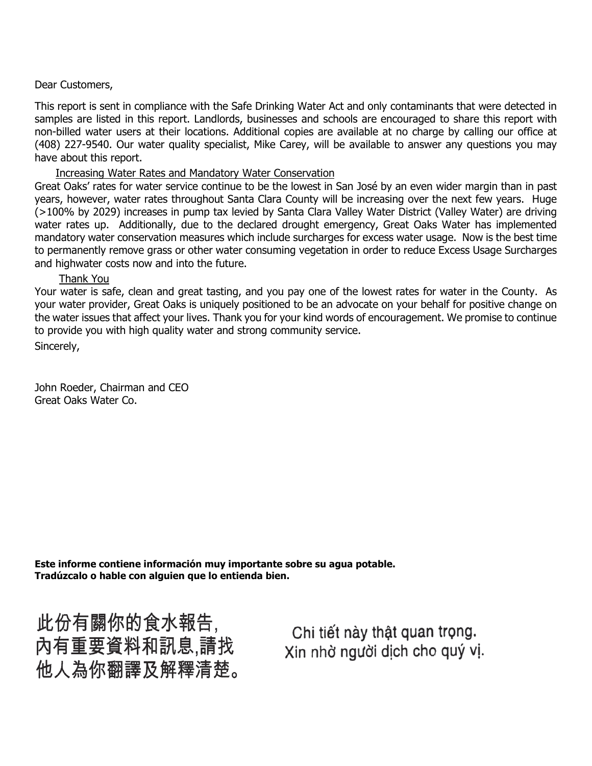Dear Customers,

This report is sent in compliance with the Safe Drinking Water Act and only contaminants that were detected in samples are listed in this report. Landlords, businesses and schools are encouraged to share this report with non-billed water users at their locations. Additional copies are available at no charge by calling our office at (408) 227-9540. Our water quality specialist, Mike Carey, will be available to answer any questions you may have about this report.

Increasing Water Rates and Mandatory Water Conservation

Great Oaks' rates for water service continue to be the lowest in San José by an even wider margin than in past years, however, water rates throughout Santa Clara County will be increasing over the next few years. Huge (>100% by 2029) increases in pump tax levied by Santa Clara Valley Water District (Valley Water) are driving water rates up. Additionally, due to the declared drought emergency, Great Oaks Water has implemented mandatory water conservation measures which include surcharges for excess water usage. Now is the best time to permanently remove grass or other water consuming vegetation in order to reduce Excess Usage Surcharges and highwater costs now and into the future.

Thank You

Your water is safe, clean and great tasting, and you pay one of the lowest rates for water in the County. As your water provider, Great Oaks is uniquely positioned to be an advocate on your behalf for positive change on the water issues that affect your lives. Thank you for your kind words of encouragement. We promise to continue to provide you with high quality water and strong community service.

Sincerely,

John Roeder, Chairman and CEO
Great Oaks Water Co.

**Este informe contiene información muy importante sobre su agua potable.**
**Tradúzcalo o hable con alguien que lo entienda bien.**

此份有關你的食水報告,
內有重要資料和訊息,請找
他人為你翻譯及解釋清楚。

Chi tiết này thật quan trọng.
Xin nhờ người dịch cho quý vị.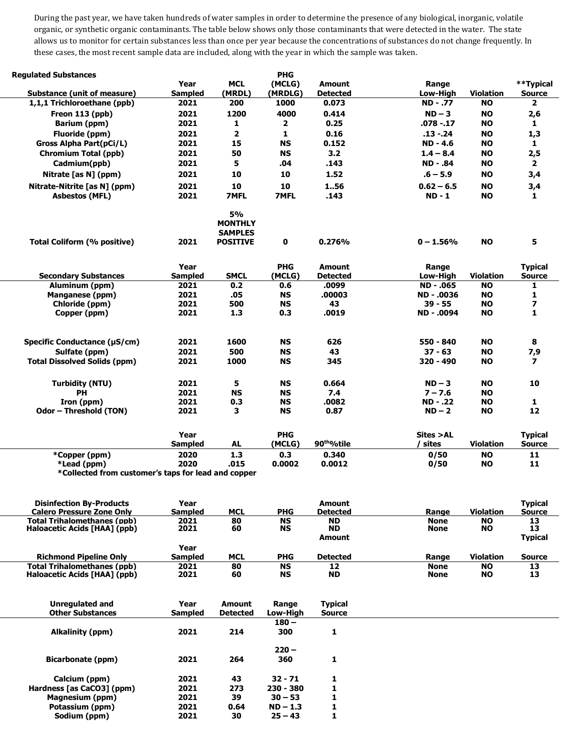During the past year, we have taken hundreds of water samples in order to determine the presence of any biological, inorganic, volatile organic, or synthetic organic contaminants. The table below shows only those contaminants that were detected in the water. The state allows us to monitor for certain substances less than once per year because the concentrations of substances do not change frequently. In these cases, the most recent sample data are included, along with the year in which the sample was taken.

| Regulated Substances | | | | | | | |
|---|---|---|---|---|---|---|---|
| Substance (unit of measure) | Year Sampled | MCL (MRDL) | PHG (MCLG) (MRDLG) | Amount Detected | Range Low-High | Violation | **Typical Source |
| 1,1,1 Trichloroethane (ppb) | 2021 | 200 | 1000 | 0.073 | ND - .77 | NO | 2 |
| Freon 113 (ppb) | 2021 | 1200 | 4000 | 0.414 | ND – 3 | NO | 2,6 |
| Barium (ppm) | 2021 | 1 | 2 | 0.25 | .078 -.17 | NO | 1 |
| Fluoride (ppm) | 2021 | 2 | 1 | 0.16 | .13 -.24 | NO | 1,3 |
| Gross Alpha Part(pCi/L) | 2021 | 15 | NS | 0.152 | ND - 4.6 | NO | 1 |
| Chromium Total (ppb) | 2021 | 50 | NS | 3.2 | 1.4 – 8.4 | NO | 2,5 |
| Cadmium(ppb) | 2021 | 5 | .04 | .143 | ND - .84 | NO | 2 |
| Nitrate [as N] (ppm) | 2021 | 10 | 10 | 1.52 | .6 – 5.9 | NO | 3,4 |
| Nitrate-Nitrite [as N] (ppm) | 2021 | 10 | 10 | 1..56 | 0.62 – 6.5 | NO | 3,4 |
| Asbestos (MFL) | 2021 | 7MFL | 7MFL | .143 | ND - 1 | NO | 1 |
| Total Coliform (% positive) | 2021 | 5% MONTHLY SAMPLES POSITIVE | 0 | 0.276% | 0 – 1.56% | NO | 5 |

| Secondary Substances | Year Sampled | SMCL | PHG (MCLG) | Amount Detected | Range Low-High | Violation | Typical Source |
|---|---|---|---|---|---|---|---|
| Aluminum (ppm) | 2021 | 0.2 | 0.6 | .0099 | ND - .065 | NO | 1 |
| Manganese (ppm) | 2021 | .05 | NS | .00003 | ND - .0036 | NO | 1 |
| Chloride (ppm) | 2021 | 500 | NS | 43 | 39 - 55 | NO | 7 |
| Copper (ppm) | 2021 | 1.3 | 0.3 | .0019 | ND - .0094 | NO | 1 |
| Specific Conductance (µS/cm) | 2021 | 1600 | NS | 626 | 550 - 840 | NO | 8 |
| Sulfate (ppm) | 2021 | 500 | NS | 43 | 37 - 63 | NO | 7,9 |
| Total Dissolved Solids (ppm) | 2021 | 1000 | NS | 345 | 320 - 490 | NO | 7 |
| Turbidity (NTU) | 2021 | 5 | NS | 0.664 | ND – 3 | NO | 10 |
| PH | 2021 | NS | NS | 7.4 | 7 – 7.6 | NO | |
| Iron (ppm) | 2021 | 0.3 | NS | .0082 | ND - .22 | NO | 1 |
| Odor – Threshold (TON) | 2021 | 3 | NS | 0.87 | ND – 2 | NO | 12 |

| | Year Sampled | AL | PHG (MCLG) | 90th%tile | Sites >AL / sites | Violation | Typical Source |
|---|---|---|---|---|---|---|---|
| *Copper (ppm) | 2020 | 1.3 | 0.3 | 0.340 | 0/50 | NO | 11 |
| *Lead (ppm) | 2020 | .015 | 0.0002 | 0.0012 | 0/50 | NO | 11 |

*Collected from customer's taps for lead and copper

| Disinfection By-Products Calero Pressure Zone Only | Year Sampled | MCL | PHG | Amount Detected | Range | Violation | Typical Source |
|---|---|---|---|---|---|---|---|
| Total Trihalomethanes (ppb) | 2021 | 80 | NS | ND | None | NO | 13 |
| Haloacetic Acids [HAA] (ppb) | 2021 | 60 | NS | ND | None | NO | 13 |

| Richmond Pipeline Only | Year Sampled | MCL | PHG | Amount Detected | Range | Violation | Typical Source |
|---|---|---|---|---|---|---|---|
| Total Trihalomethanes (ppb) | 2021 | 80 | NS | 12 | None | NO | 13 |
| Haloacetic Acids [HAA] (ppb) | 2021 | 60 | NS | ND | None | NO | 13 |

| Unregulated and Other Substances | Year Sampled | Amount Detected | Range Low-High | Typical Source |
|---|---|---|---|---|
| Alkalinity (ppm) | 2021 | 214 | 180 – 300 | 1 |
| Bicarbonate (ppm) | 2021 | 264 | 220 – 360 | 1 |
| Calcium (ppm) | 2021 | 43 | 32 - 71 | 1 |
| Hardness [as CaCO3] (ppm) | 2021 | 273 | 230 - 380 | 1 |
| Magnesium (ppm) | 2021 | 39 | 30 – 53 | 1 |
| Potassium (ppm) | 2021 | 0.64 | ND – 1.3 | 1 |
| Sodium (ppm) | 2021 | 30 | 25 – 43 | 1 |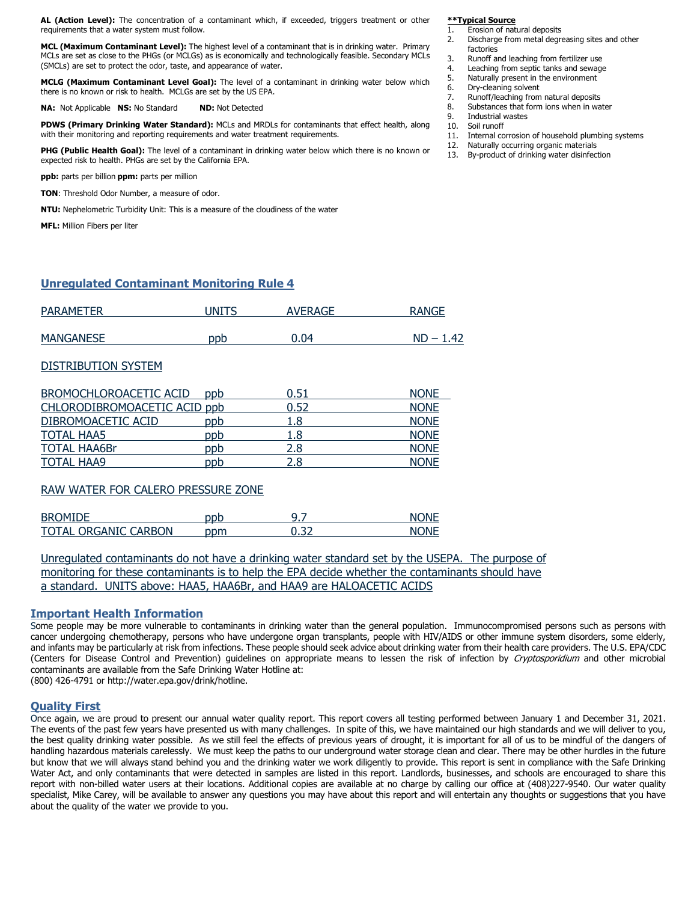**AL (Action Level):** The concentration of a contaminant which, if exceeded, triggers treatment or other requirements that a water system must follow.

**MCL (Maximum Contaminant Level):** The highest level of a contaminant that is in drinking water. Primary MCLs are set as close to the PHGs (or MCLGs) as is economically and technologically feasible. Secondary MCLs (SMCLs) are set to protect the odor, taste, and appearance of water.

**MCLG (Maximum Contaminant Level Goal):** The level of a contaminant in drinking water below which there is no known or risk to health. MCLGs are set by the US EPA.

**NA:** Not Applicable **NS:** No Standard **ND:** Not Detected

**PDWS (Primary Drinking Water Standard):** MCLs and MRDLs for contaminants that effect health, along with their monitoring and reporting requirements and water treatment requirements.

**PHG (Public Health Goal):** The level of a contaminant in drinking water below which there is no known or expected risk to health. PHGs are set by the California EPA.

**ppb:** parts per billion **ppm:** parts per million

**TON**: Threshold Odor Number, a measure of odor.

**NTU:** Nephelometric Turbidity Unit: This is a measure of the cloudiness of the water

**MFL:** Million Fibers per liter

**\*\*Typical Source**

1. Erosion of natural deposits
2. Discharge from metal degreasing sites and other factories
3. Runoff and leaching from fertilizer use
4. Leaching from septic tanks and sewage
5. Naturally present in the environment
6. Dry-cleaning solvent
7. Runoff/leaching from natural deposits
8. Substances that form ions when in water
9. Industrial wastes
10. Soil runoff
11. Internal corrosion of household plumbing systems
12. Naturally occurring organic materials
13. By-product of drinking water disinfection

## Unregulated Contaminant Monitoring Rule 4

| PARAMETER | UNITS | AVERAGE | RANGE |
|---|---|---|---|
| MANGANESE | ppb | 0.04 | ND – 1.42 |
| **DISTRIBUTION SYSTEM** | | | |
| BROMOCHLOROACETIC ACID | ppb | 0.51 | NONE |
| CHLORODIBROMOACETIC ACID | ppb | 0.52 | NONE |
| DIBROMOACETIC ACID | ppb | 1.8 | NONE |
| TOTAL HAA5 | ppb | 1.8 | NONE |
| TOTAL HAA6Br | ppb | 2.8 | NONE |
| TOTAL HAA9 | ppb | 2.8 | NONE |
| **RAW WATER FOR CALERO PRESSURE ZONE** | | | |
| BROMIDE | ppb | 9.7 | NONE |
| TOTAL ORGANIC CARBON | ppm | 0.32 | NONE |

Unregulated contaminants do not have a drinking water standard set by the USEPA. The purpose of monitoring for these contaminants is to help the EPA decide whether the contaminants should have a standard. UNITS above: HAA5, HAA6Br, and HAA9 are HALOACETIC ACIDS

## Important Health Information

Some people may be more vulnerable to contaminants in drinking water than the general population. Immunocompromised persons such as persons with cancer undergoing chemotherapy, persons who have undergone organ transplants, people with HIV/AIDS or other immune system disorders, some elderly, and infants may be particularly at risk from infections. These people should seek advice about drinking water from their health care providers. The U.S. EPA/CDC (Centers for Disease Control and Prevention) guidelines on appropriate means to lessen the risk of infection by *Cryptosporidium* and other microbial contaminants are available from the Safe Drinking Water Hotline at:
(800) 426-4791 or http://water.epa.gov/drink/hotline.

## Quality First

Once again, we are proud to present our annual water quality report. This report covers all testing performed between January 1 and December 31, 2021. The events of the past few years have presented us with many challenges. In spite of this, we have maintained our high standards and we will deliver to you, the best quality drinking water possible. As we still feel the effects of previous years of drought, it is important for all of us to be mindful of the dangers of handling hazardous materials carelessly. We must keep the paths to our underground water storage clean and clear. There may be other hurdles in the future but know that we will always stand behind you and the drinking water we work diligently to provide. This report is sent in compliance with the Safe Drinking Water Act, and only contaminants that were detected in samples are listed in this report. Landlords, businesses, and schools are encouraged to share this report with non-billed water users at their locations. Additional copies are available at no charge by calling our office at (408)227-9540. Our water quality specialist, Mike Carey, will be available to answer any questions you may have about this report and will entertain any thoughts or suggestions that you have about the quality of the water we provide to you.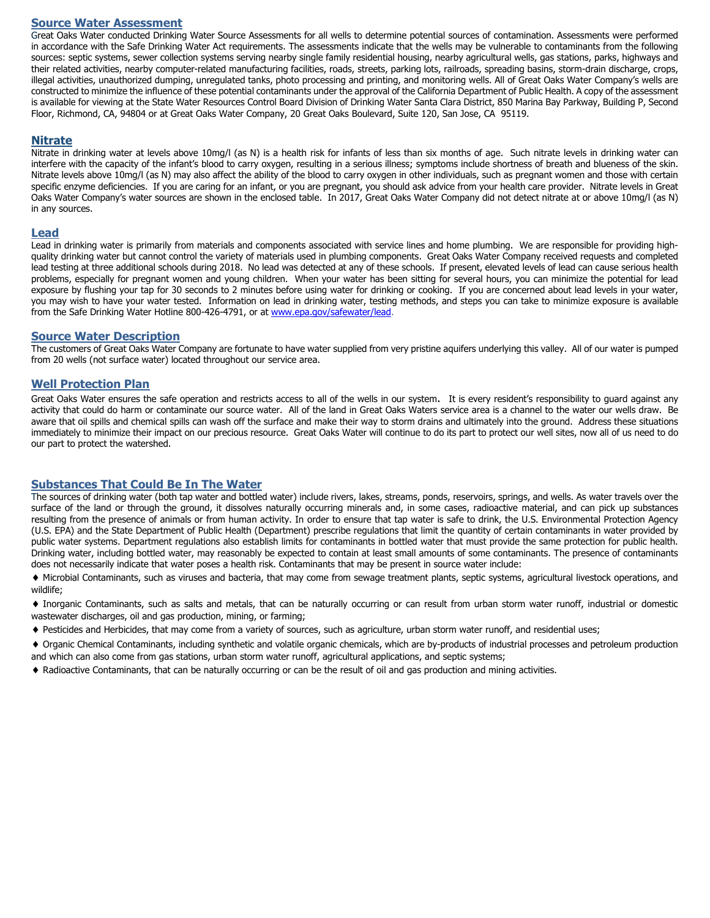## Source Water Assessment

Great Oaks Water conducted Drinking Water Source Assessments for all wells to determine potential sources of contamination. Assessments were performed in accordance with the Safe Drinking Water Act requirements. The assessments indicate that the wells may be vulnerable to contaminants from the following sources: septic systems, sewer collection systems serving nearby single family residential housing, nearby agricultural wells, gas stations, parks, highways and their related activities, nearby computer-related manufacturing facilities, roads, streets, parking lots, railroads, spreading basins, storm-drain discharge, crops, illegal activities, unauthorized dumping, unregulated tanks, photo processing and printing, and monitoring wells. All of Great Oaks Water Company's wells are constructed to minimize the influence of these potential contaminants under the approval of the California Department of Public Health. A copy of the assessment is available for viewing at the State Water Resources Control Board Division of Drinking Water Santa Clara District, 850 Marina Bay Parkway, Building P, Second Floor, Richmond, CA, 94804 or at Great Oaks Water Company, 20 Great Oaks Boulevard, Suite 120, San Jose, CA 95119.

## Nitrate

Nitrate in drinking water at levels above 10mg/l (as N) is a health risk for infants of less than six months of age. Such nitrate levels in drinking water can interfere with the capacity of the infant's blood to carry oxygen, resulting in a serious illness; symptoms include shortness of breath and blueness of the skin. Nitrate levels above 10mg/l (as N) may also affect the ability of the blood to carry oxygen in other individuals, such as pregnant women and those with certain specific enzyme deficiencies. If you are caring for an infant, or you are pregnant, you should ask advice from your health care provider. Nitrate levels in Great Oaks Water Company's water sources are shown in the enclosed table. In 2017, Great Oaks Water Company did not detect nitrate at or above 10mg/l (as N) in any sources.

## Lead

Lead in drinking water is primarily from materials and components associated with service lines and home plumbing. We are responsible for providing high-quality drinking water but cannot control the variety of materials used in plumbing components. Great Oaks Water Company received requests and completed lead testing at three additional schools during 2018. No lead was detected at any of these schools. If present, elevated levels of lead can cause serious health problems, especially for pregnant women and young children. When your water has been sitting for several hours, you can minimize the potential for lead exposure by flushing your tap for 30 seconds to 2 minutes before using water for drinking or cooking. If you are concerned about lead levels in your water, you may wish to have your water tested. Information on lead in drinking water, testing methods, and steps you can take to minimize exposure is available from the Safe Drinking Water Hotline 800-426-4791, or at www.epa.gov/safewater/lead.

## Source Water Description

The customers of Great Oaks Water Company are fortunate to have water supplied from very pristine aquifers underlying this valley. All of our water is pumped from 20 wells (not surface water) located throughout our service area.

## Well Protection Plan

Great Oaks Water ensures the safe operation and restricts access to all of the wells in our system. It is every resident's responsibility to guard against any activity that could do harm or contaminate our source water. All of the land in Great Oaks Waters service area is a channel to the water our wells draw. Be aware that oil spills and chemical spills can wash off the surface and make their way to storm drains and ultimately into the ground. Address these situations immediately to minimize their impact on our precious resource. Great Oaks Water will continue to do its part to protect our well sites, now all of us need to do our part to protect the watershed.

## Substances That Could Be In The Water

The sources of drinking water (both tap water and bottled water) include rivers, lakes, streams, ponds, reservoirs, springs, and wells. As water travels over the surface of the land or through the ground, it dissolves naturally occurring minerals and, in some cases, radioactive material, and can pick up substances resulting from the presence of animals or from human activity. In order to ensure that tap water is safe to drink, the U.S. Environmental Protection Agency (U.S. EPA) and the State Department of Public Health (Department) prescribe regulations that limit the quantity of certain contaminants in water provided by public water systems. Department regulations also establish limits for contaminants in bottled water that must provide the same protection for public health. Drinking water, including bottled water, may reasonably be expected to contain at least small amounts of some contaminants. The presence of contaminants does not necessarily indicate that water poses a health risk. Contaminants that may be present in source water include:

- ♦ Microbial Contaminants, such as viruses and bacteria, that may come from sewage treatment plants, septic systems, agricultural livestock operations, and wildlife;
- ♦ Inorganic Contaminants, such as salts and metals, that can be naturally occurring or can result from urban storm water runoff, industrial or domestic wastewater discharges, oil and gas production, mining, or farming;
- ♦ Pesticides and Herbicides, that may come from a variety of sources, such as agriculture, urban storm water runoff, and residential uses;
- ♦ Organic Chemical Contaminants, including synthetic and volatile organic chemicals, which are by-products of industrial processes and petroleum production and which can also come from gas stations, urban storm water runoff, agricultural applications, and septic systems;
- ♦ Radioactive Contaminants, that can be naturally occurring or can be the result of oil and gas production and mining activities.